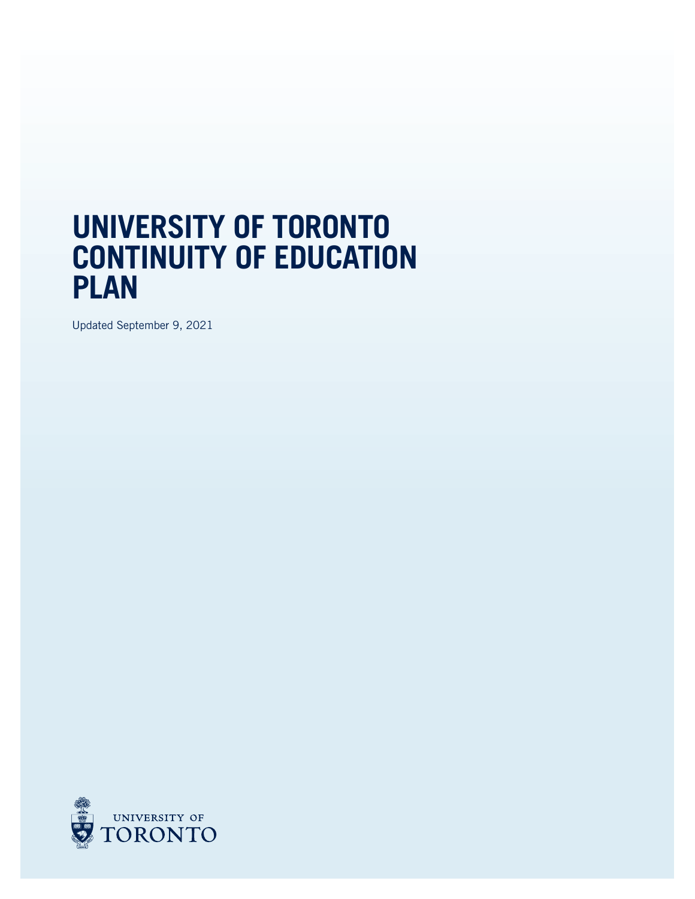# UNIVERSITY OF TORONTO CONTINUITY OF EDUCATION PLAN

Updated September 9, 2021

UNIVERSITY OF TORONTO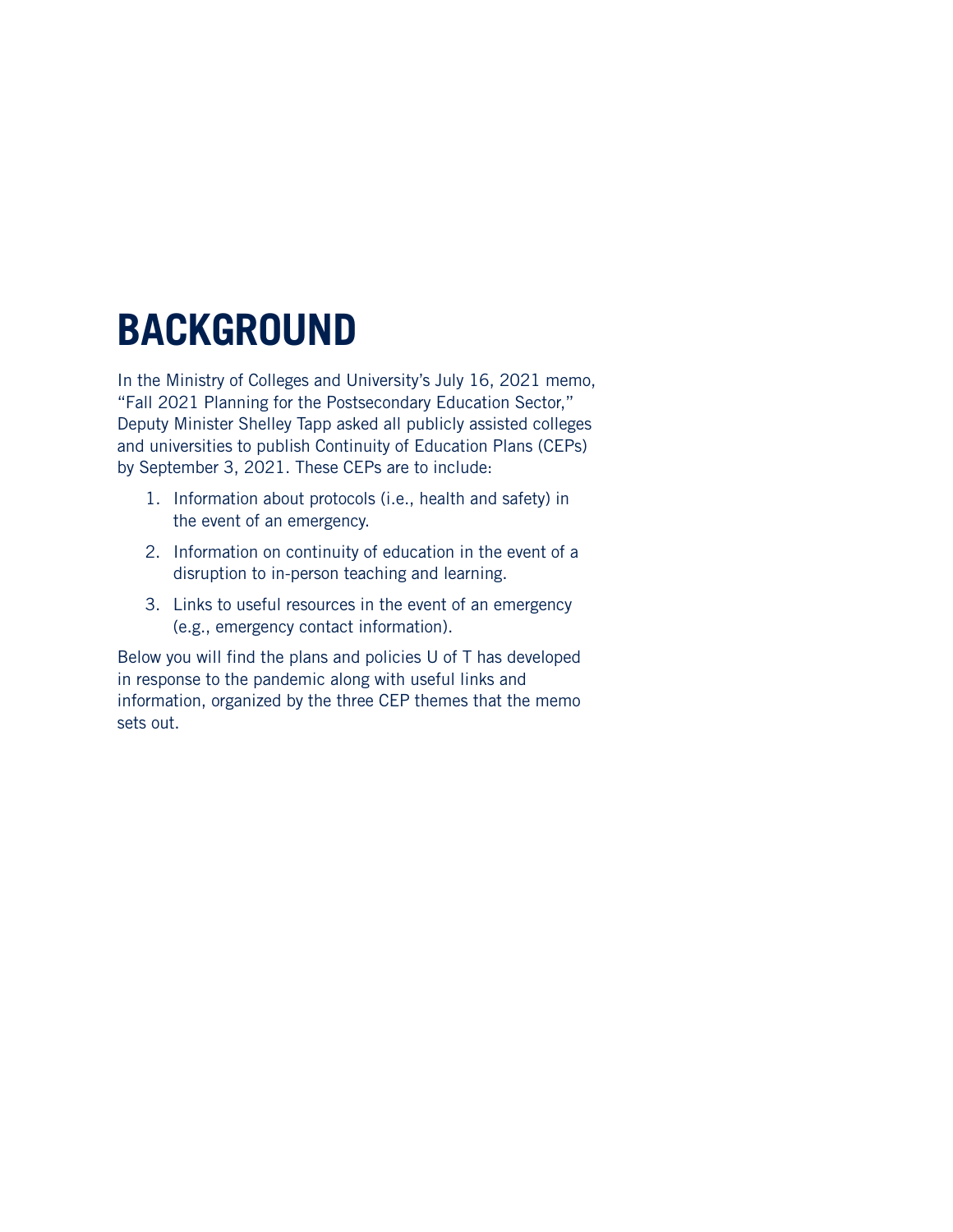# BACKGROUND

In the Ministry of Colleges and University's July 16, 2021 memo, "Fall 2021 Planning for the Postsecondary Education Sector," Deputy Minister Shelley Tapp asked all publicly assisted colleges and universities to publish Continuity of Education Plans (CEPs) by September 3, 2021. These CEPs are to include:

1. Information about protocols (i.e., health and safety) in the event of an emergency.
2. Information on continuity of education in the event of a disruption to in-person teaching and learning.
3. Links to useful resources in the event of an emergency (e.g., emergency contact information).

Below you will find the plans and policies U of T has developed in response to the pandemic along with useful links and information, organized by the three CEP themes that the memo sets out.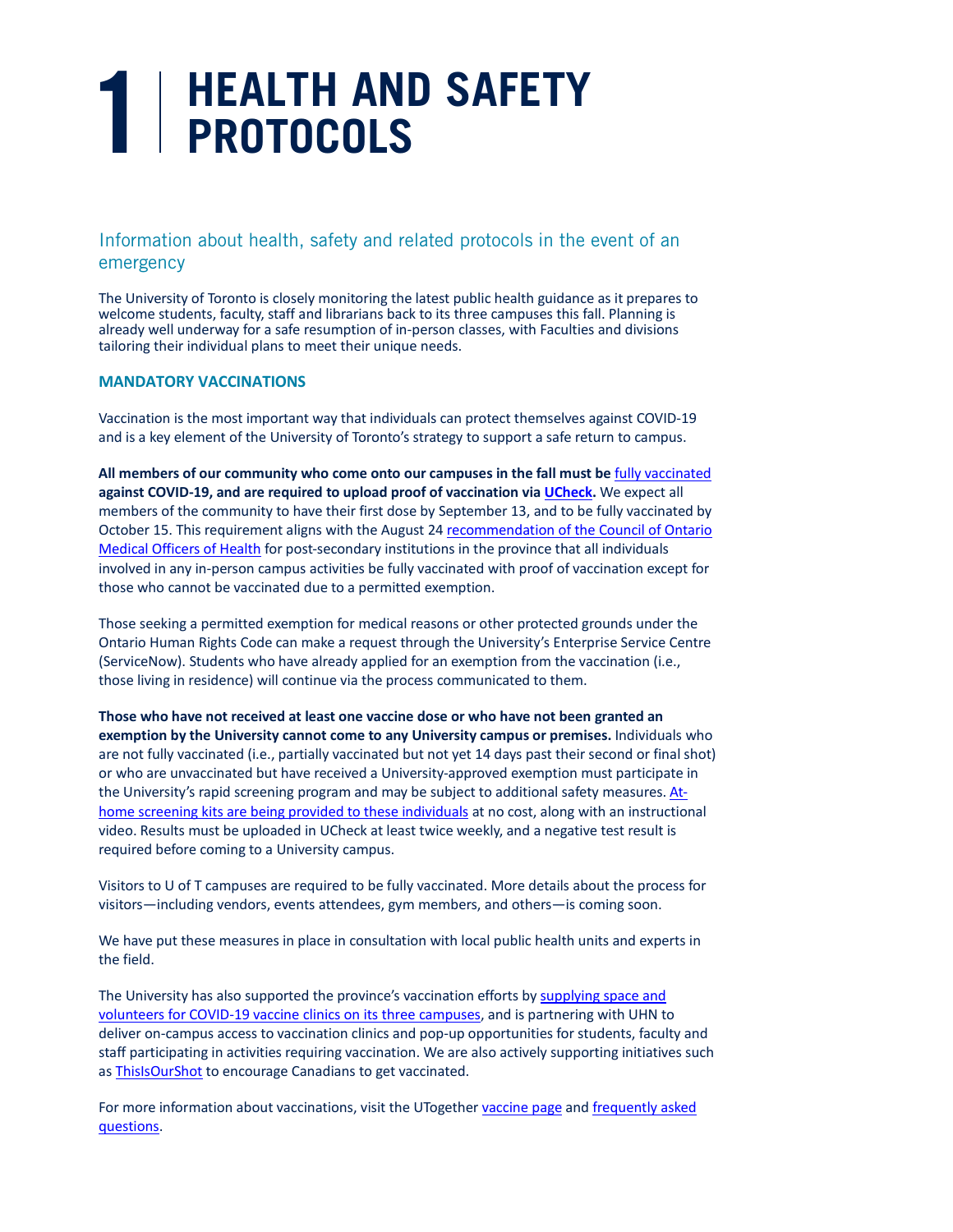# 1 | HEALTH AND SAFETY PROTOCOLS

## Information about health, safety and related protocols in the event of an emergency

The University of Toronto is closely monitoring the latest public health guidance as it prepares to welcome students, faculty, staff and librarians back to its three campuses this fall. Planning is already well underway for a safe resumption of in-person classes, with Faculties and divisions tailoring their individual plans to meet their unique needs.

### MANDATORY VACCINATIONS

Vaccination is the most important way that individuals can protect themselves against COVID-19 and is a key element of the University of Toronto's strategy to support a safe return to campus.

**All members of our community who come onto our campuses in the fall must be** fully vaccinated **against COVID-19, and are required to upload proof of vaccination via UCheck.** We expect all members of the community to have their first dose by September 13, and to be fully vaccinated by October 15. This requirement aligns with the August 24 recommendation of the Council of Ontario Medical Officers of Health for post-secondary institutions in the province that all individuals involved in any in-person campus activities be fully vaccinated with proof of vaccination except for those who cannot be vaccinated due to a permitted exemption.

Those seeking a permitted exemption for medical reasons or other protected grounds under the Ontario Human Rights Code can make a request through the University's Enterprise Service Centre (ServiceNow). Students who have already applied for an exemption from the vaccination (i.e., those living in residence) will continue via the process communicated to them.

**Those who have not received at least one vaccine dose or who have not been granted an exemption by the University cannot come to any University campus or premises.** Individuals who are not fully vaccinated (i.e., partially vaccinated but not yet 14 days past their second or final shot) or who are unvaccinated but have received a University-approved exemption must participate in the University's rapid screening program and may be subject to additional safety measures. At-home screening kits are being provided to these individuals at no cost, along with an instructional video. Results must be uploaded in UCheck at least twice weekly, and a negative test result is required before coming to a University campus.

Visitors to U of T campuses are required to be fully vaccinated. More details about the process for visitors—including vendors, events attendees, gym members, and others—is coming soon.

We have put these measures in place in consultation with local public health units and experts in the field.

The University has also supported the province's vaccination efforts by supplying space and volunteers for COVID-19 vaccine clinics on its three campuses, and is partnering with UHN to deliver on-campus access to vaccination clinics and pop-up opportunities for students, faculty and staff participating in activities requiring vaccination. We are also actively supporting initiatives such as ThisIsOurShot to encourage Canadians to get vaccinated.

For more information about vaccinations, visit the UTogether vaccine page and frequently asked questions.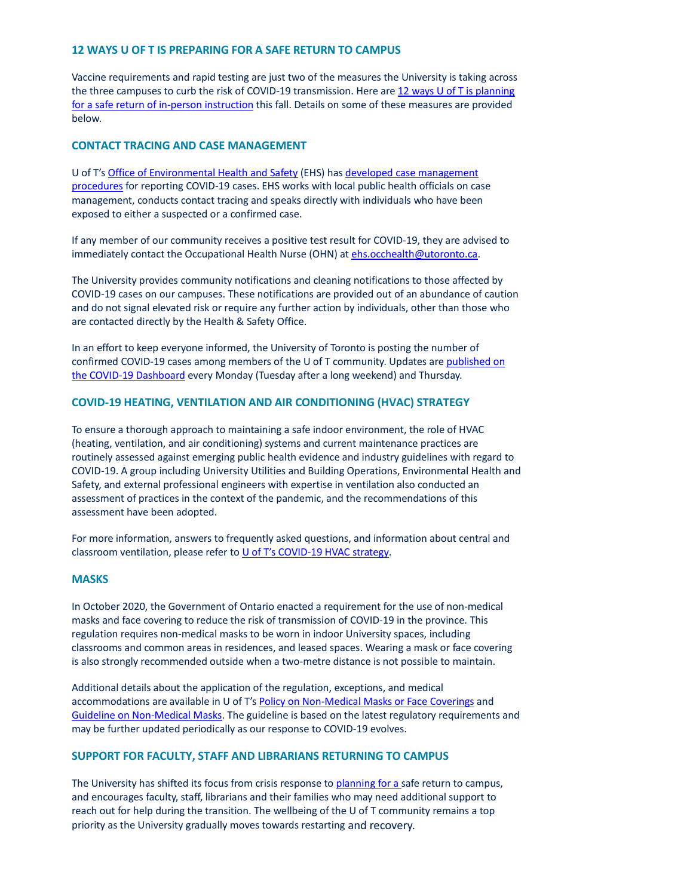## 12 WAYS U OF T IS PREPARING FOR A SAFE RETURN TO CAMPUS

Vaccine requirements and rapid testing are just two of the measures the University is taking across the three campuses to curb the risk of COVID-19 transmission. Here are 12 ways U of T is planning for a safe return of in-person instruction this fall. Details on some of these measures are provided below.

## CONTACT TRACING AND CASE MANAGEMENT

U of T's Office of Environmental Health and Safety (EHS) has developed case management procedures for reporting COVID-19 cases. EHS works with local public health officials on case management, conducts contact tracing and speaks directly with individuals who have been exposed to either a suspected or a confirmed case.

If any member of our community receives a positive test result for COVID-19, they are advised to immediately contact the Occupational Health Nurse (OHN) at ehs.occhealth@utoronto.ca.

The University provides community notifications and cleaning notifications to those affected by COVID-19 cases on our campuses. These notifications are provided out of an abundance of caution and do not signal elevated risk or require any further action by individuals, other than those who are contacted directly by the Health & Safety Office.

In an effort to keep everyone informed, the University of Toronto is posting the number of confirmed COVID-19 cases among members of the U of T community. Updates are published on the COVID-19 Dashboard every Monday (Tuesday after a long weekend) and Thursday.

## COVID-19 HEATING, VENTILATION AND AIR CONDITIONING (HVAC) STRATEGY

To ensure a thorough approach to maintaining a safe indoor environment, the role of HVAC (heating, ventilation, and air conditioning) systems and current maintenance practices are routinely assessed against emerging public health evidence and industry guidelines with regard to COVID-19. A group including University Utilities and Building Operations, Environmental Health and Safety, and external professional engineers with expertise in ventilation also conducted an assessment of practices in the context of the pandemic, and the recommendations of this assessment have been adopted.

For more information, answers to frequently asked questions, and information about central and classroom ventilation, please refer to U of T's COVID-19 HVAC strategy.

## MASKS

In October 2020, the Government of Ontario enacted a requirement for the use of non-medical masks and face covering to reduce the risk of transmission of COVID-19 in the province. This regulation requires non-medical masks to be worn in indoor University spaces, including classrooms and common areas in residences, and leased spaces. Wearing a mask or face covering is also strongly recommended outside when a two-metre distance is not possible to maintain.

Additional details about the application of the regulation, exceptions, and medical accommodations are available in U of T's Policy on Non-Medical Masks or Face Coverings and Guideline on Non-Medical Masks. The guideline is based on the latest regulatory requirements and may be further updated periodically as our response to COVID-19 evolves.

## SUPPORT FOR FACULTY, STAFF AND LIBRARIANS RETURNING TO CAMPUS

The University has shifted its focus from crisis response to planning for a safe return to campus, and encourages faculty, staff, librarians and their families who may need additional support to reach out for help during the transition. The wellbeing of the U of T community remains a top priority as the University gradually moves towards restarting and recovery.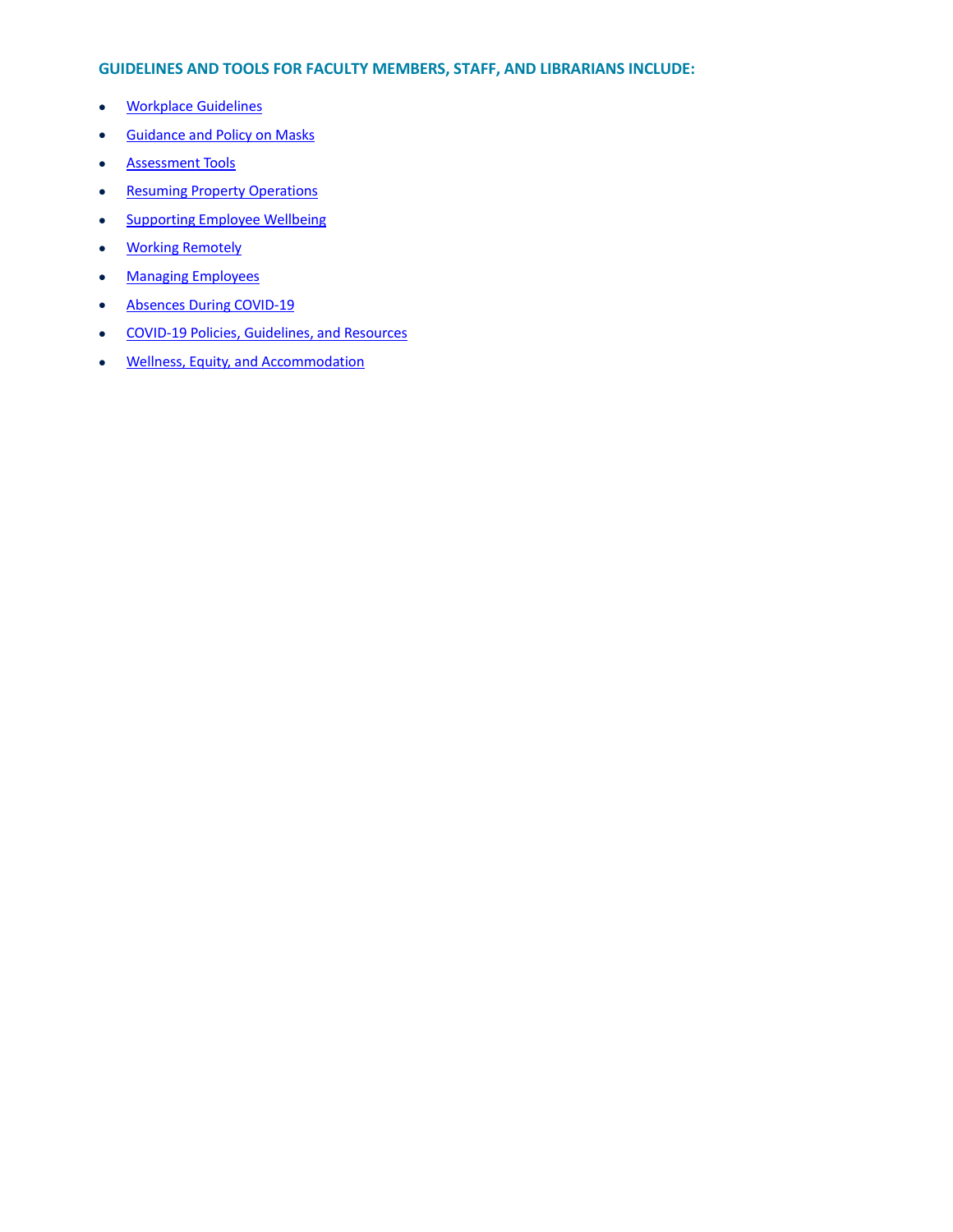### GUIDELINES AND TOOLS FOR FACULTY MEMBERS, STAFF, AND LIBRARIANS INCLUDE:

- Workplace Guidelines
- Guidance and Policy on Masks
- Assessment Tools
- Resuming Property Operations
- Supporting Employee Wellbeing
- Working Remotely
- Managing Employees
- Absences During COVID-19
- COVID-19 Policies, Guidelines, and Resources
- Wellness, Equity, and Accommodation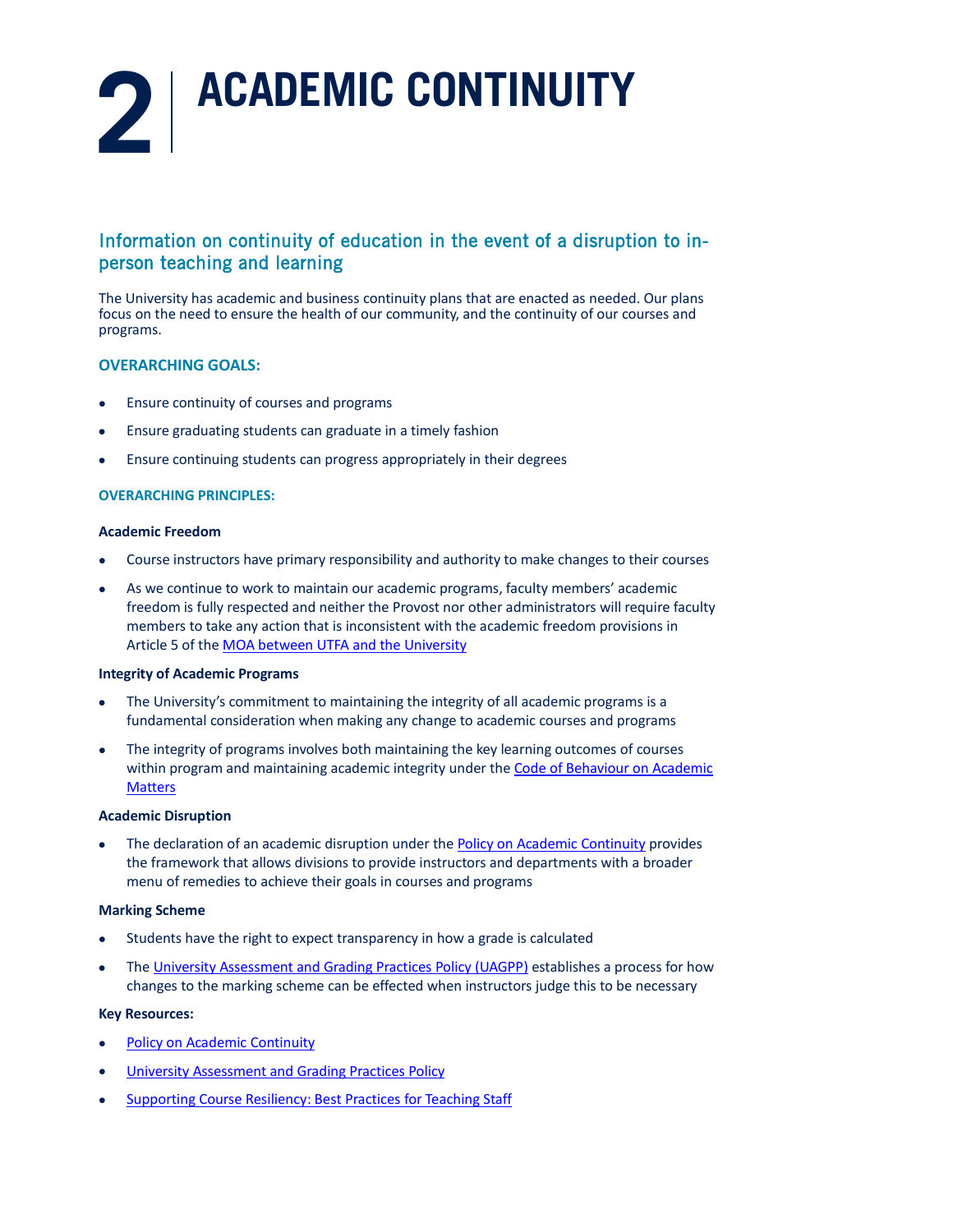# 2 ACADEMIC CONTINUITY

## Information on continuity of education in the event of a disruption to in-person teaching and learning

The University has academic and business continuity plans that are enacted as needed. Our plans focus on the need to ensure the health of our community, and the continuity of our courses and programs.

### OVERARCHING GOALS:

- Ensure continuity of courses and programs
- Ensure graduating students can graduate in a timely fashion
- Ensure continuing students can progress appropriately in their degrees

### OVERARCHING PRINCIPLES:

**Academic Freedom**

- Course instructors have primary responsibility and authority to make changes to their courses
- As we continue to work to maintain our academic programs, faculty members' academic freedom is fully respected and neither the Provost nor other administrators will require faculty members to take any action that is inconsistent with the academic freedom provisions in Article 5 of the MOA between UTFA and the University

**Integrity of Academic Programs**

- The University's commitment to maintaining the integrity of all academic programs is a fundamental consideration when making any change to academic courses and programs
- The integrity of programs involves both maintaining the key learning outcomes of courses within program and maintaining academic integrity under the Code of Behaviour on Academic Matters

**Academic Disruption**

- The declaration of an academic disruption under the Policy on Academic Continuity provides the framework that allows divisions to provide instructors and departments with a broader menu of remedies to achieve their goals in courses and programs

**Marking Scheme**

- Students have the right to expect transparency in how a grade is calculated
- The University Assessment and Grading Practices Policy (UAGPP) establishes a process for how changes to the marking scheme can be effected when instructors judge this to be necessary

**Key Resources:**

- Policy on Academic Continuity
- University Assessment and Grading Practices Policy
- Supporting Course Resiliency: Best Practices for Teaching Staff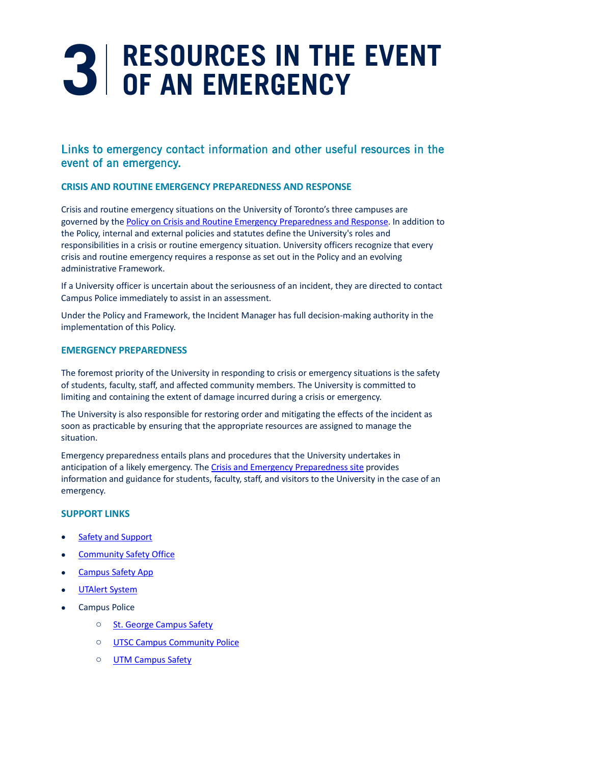# 3 RESOURCES IN THE EVENT OF AN EMERGENCY

## Links to emergency contact information and other useful resources in the event of an emergency.

### CRISIS AND ROUTINE EMERGENCY PREPAREDNESS AND RESPONSE

Crisis and routine emergency situations on the University of Toronto's three campuses are governed by the Policy on Crisis and Routine Emergency Preparedness and Response. In addition to the Policy, internal and external policies and statutes define the University's roles and responsibilities in a crisis or routine emergency situation. University officers recognize that every crisis and routine emergency requires a response as set out in the Policy and an evolving administrative Framework.

If a University officer is uncertain about the seriousness of an incident, they are directed to contact Campus Police immediately to assist in an assessment.

Under the Policy and Framework, the Incident Manager has full decision-making authority in the implementation of this Policy.

### EMERGENCY PREPAREDNESS

The foremost priority of the University in responding to crisis or emergency situations is the safety of students, faculty, staff, and affected community members. The University is committed to limiting and containing the extent of damage incurred during a crisis or emergency.

The University is also responsible for restoring order and mitigating the effects of the incident as soon as practicable by ensuring that the appropriate resources are assigned to manage the situation.

Emergency preparedness entails plans and procedures that the University undertakes in anticipation of a likely emergency. The Crisis and Emergency Preparedness site provides information and guidance for students, faculty, staff, and visitors to the University in the case of an emergency.

### SUPPORT LINKS

- Safety and Support
- Community Safety Office
- Campus Safety App
- UTAlert System
- Campus Police
  - St. George Campus Safety
  - UTSC Campus Community Police
  - UTM Campus Safety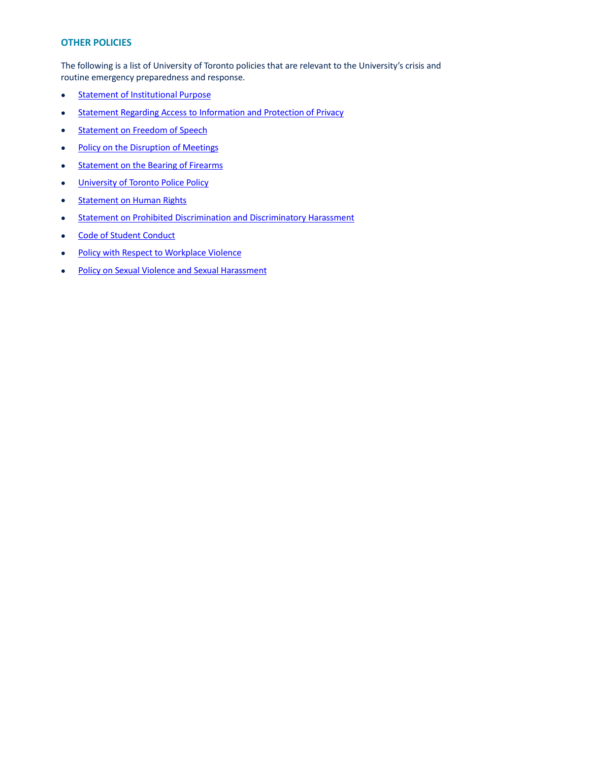## OTHER POLICIES

The following is a list of University of Toronto policies that are relevant to the University's crisis and routine emergency preparedness and response.

- Statement of Institutional Purpose
- Statement Regarding Access to Information and Protection of Privacy
- Statement on Freedom of Speech
- Policy on the Disruption of Meetings
- Statement on the Bearing of Firearms
- University of Toronto Police Policy
- Statement on Human Rights
- Statement on Prohibited Discrimination and Discriminatory Harassment
- Code of Student Conduct
- Policy with Respect to Workplace Violence
- Policy on Sexual Violence and Sexual Harassment